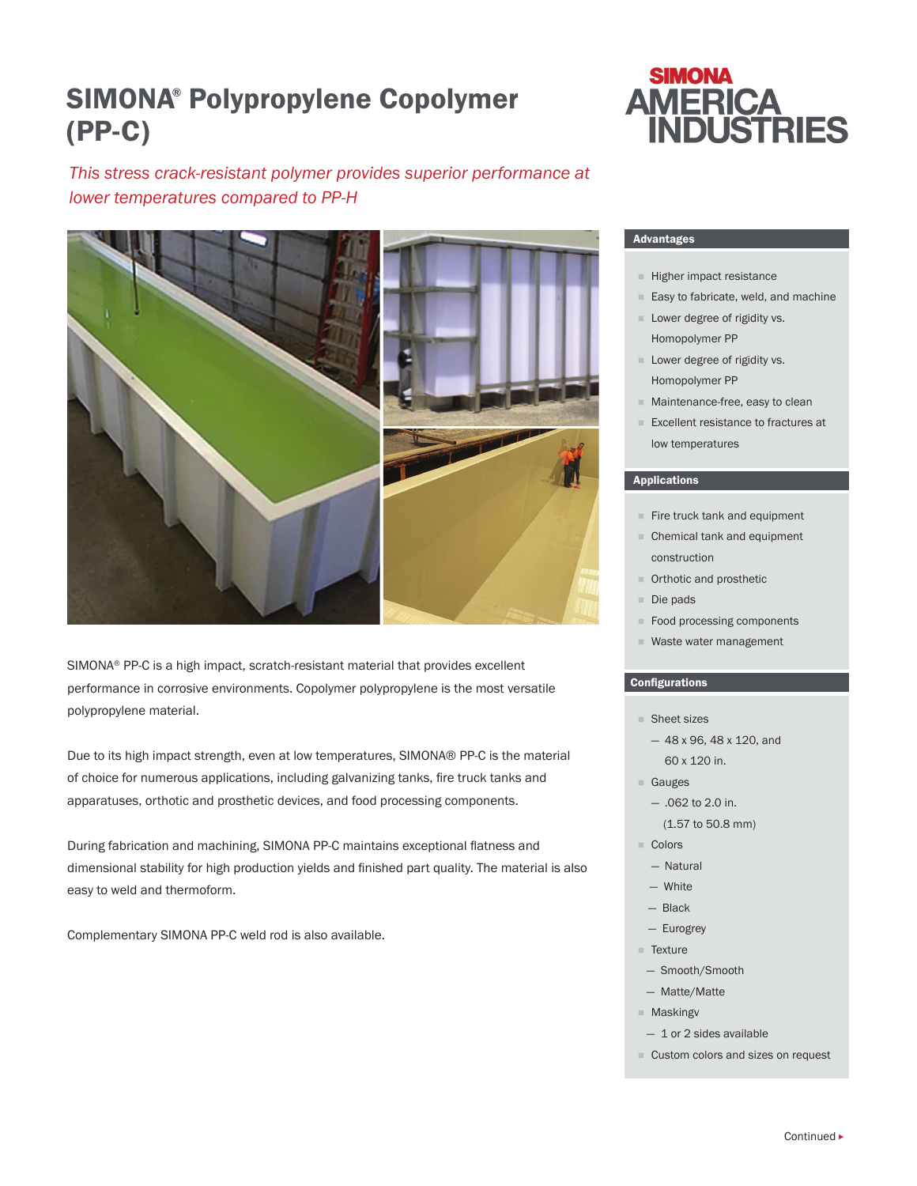# SIMONA® Polypropylene Copolymer (PP-C)

*This stress crack-resistant polymer provides superior performance at lower temperatures compared to PP-H*

SIMONA® PP-C is a high impact, scratch-resistant material that provides excellent performance in corrosive environments. Copolymer polypropylene is the most versatile polypropylene material.

Due to its high impact strength, even at low temperatures, SIMONA® PP-C is the material of choice for numerous applications, including galvanizing tanks, fire truck tanks and apparatuses, orthotic and prosthetic devices, and food processing components.

During fabrication and machining, SIMONA PP-C maintains exceptional flatness and dimensional stability for high production yields and finished part quality. The material is also easy to weld and thermoform.

Complementary SIMONA PP-C weld rod is also available.

## Advantages

- Higher impact resistance
- Easy to fabricate, weld, and machine
- Lower degree of rigidity vs. Homopolymer PP
- Lower degree of rigidity vs. Homopolymer PP
- Maintenance-free, easy to clean
- Excellent resistance to fractures at low temperatures

## Applications

- Fire truck tank and equipment
- Chemical tank and equipment construction
- Orthotic and prosthetic
- Die pads
- Food processing components
- Waste water management

## Configurations

- Sheet sizes
  - 48 x 96, 48 x 120, and 60 x 120 in.
- Gauges
  - .062 to 2.0 in. (1.57 to 50.8 mm)
- Colors
  - Natural
  - White
  - Black
  - Eurogrey
- Texture
  - Smooth/Smooth
  - Matte/Matte
- Maskingv
  - 1 or 2 sides available
- Custom colors and sizes on request

Continued ▸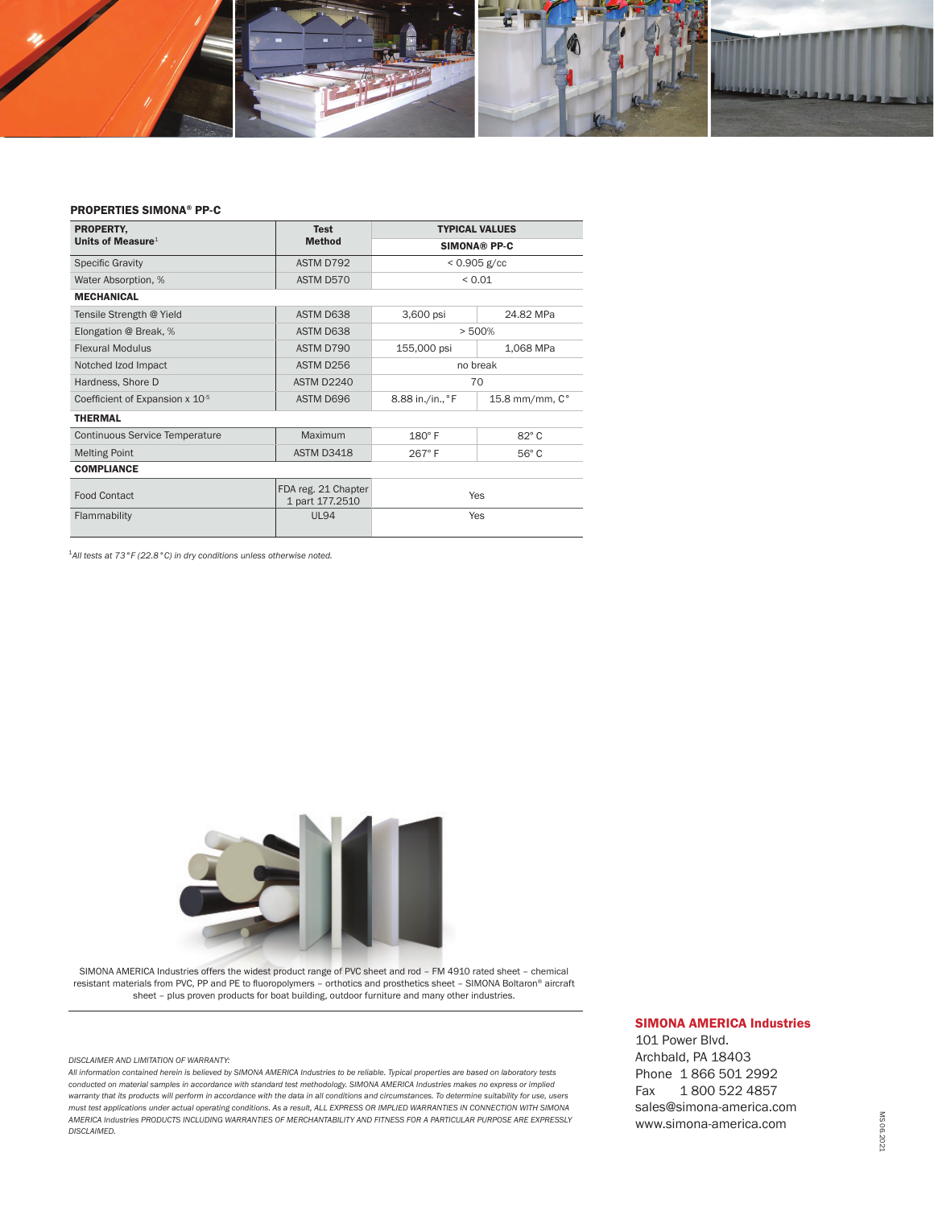**PROPERTIES SIMONA® PP-C**

| PROPERTY, Units of Measure[1] | Test Method | TYPICAL VALUES SIMONA® PP-C | |
|---|---|---|---|
| Specific Gravity | ASTM D792 | < 0.905 g/cc | |
| Water Absorption, % | ASTM D570 | < 0.01 | |
| **MECHANICAL** | | | |
| Tensile Strength @ Yield | ASTM D638 | 3,600 psi | 24.82 MPa |
| Elongation @ Break, % | ASTM D638 | > 500% | |
| Flexural Modulus | ASTM D790 | 155,000 psi | 1,068 MPa |
| Notched Izod Impact | ASTM D256 | no break | |
| Hardness, Shore D | ASTM D2240 | 70 | |
| Coefficient of Expansion x $10^{-5}$ | ASTM D696 | 8.88 in./in., °F | 15.8 mm/mm, C° |
| **THERMAL** | | | |
| Continuous Service Temperature | Maximum | 180° F | 82° C |
| Melting Point | ASTM D3418 | 267° F | 56° C |
| **COMPLIANCE** | | | |
| Food Contact | FDA reg. 21 Chapter 1 part 177.2510 | Yes | |
| Flammability | UL94 | Yes | |

[1]*All tests at 73 °F (22.8 °C) in dry conditions unless otherwise noted.*

SIMONA AMERICA Industries offers the widest product range of PVC sheet and rod – FM 4910 rated sheet – chemical resistant materials from PVC, PP and PE to fluoropolymers – orthotics and prosthetics sheet – SIMONA Boltaron® aircraft sheet – plus proven products for boat building, outdoor furniture and many other industries.

*DISCLAIMER AND LIMITATION OF WARRANTY:*
*All information contained herein is believed by SIMONA AMERICA Industries to be reliable. Typical properties are based on laboratory tests conducted on material samples in accordance with standard test methodology. SIMONA AMERICA Industries makes no express or implied warranty that its products will perform in accordance with the data in all conditions and circumstances. To determine suitability for use, users must test applications under actual operating conditions. As a result, ALL EXPRESS OR IMPLIED WARRANTIES IN CONNECTION WITH SIMONA AMERICA Industries PRODUCTS INCLUDING WARRANTIES OF MERCHANTABILITY AND FITNESS FOR A PARTICULAR PURPOSE ARE EXPRESSLY DISCLAIMED.*

**SIMONA AMERICA Industries**
101 Power Blvd.
Archbald, PA 18403
Phone 1 866 501 2992
Fax 1 800 522 4857
sales@simona-america.com
www.simona-america.com

MS 06.2021